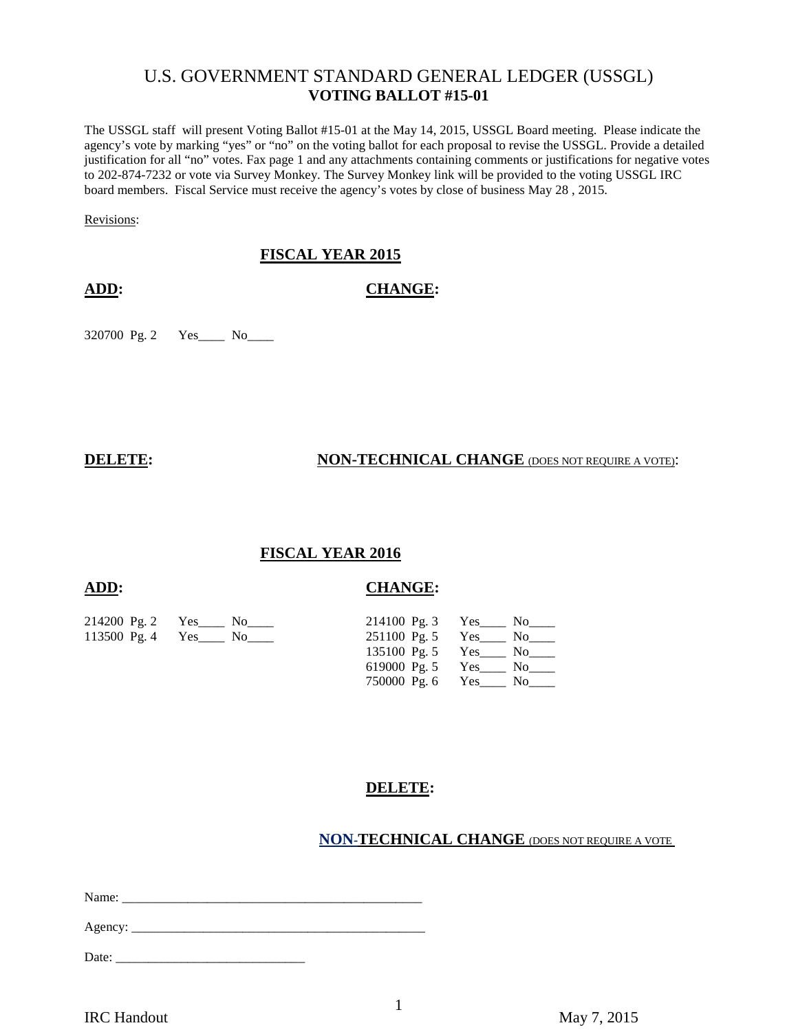# U.S. GOVERNMENT STANDARD GENERAL LEDGER (USSGL)
## VOTING BALLOT #15-01

The USSGL staff will present Voting Ballot #15-01 at the May 14, 2015, USSGL Board meeting. Please indicate the agency's vote by marking "yes" or "no" on the voting ballot for each proposal to revise the USSGL. Provide a detailed justification for all "no" votes. Fax page 1 and any attachments containing comments or justifications for negative votes to 202-874-7232 or vote via Survey Monkey. The Survey Monkey link will be provided to the voting USSGL IRC board members. Fiscal Service must receive the agency's votes by close of business May 28 , 2015.

Revisions:

### FISCAL YEAR 2015

**ADD:**

320700 Pg. 2 Yes____ No____

**CHANGE:**

**DELETE:**

**NON-TECHNICAL CHANGE** (DOES NOT REQUIRE A VOTE):

### FISCAL YEAR 2016

**ADD:**

214200 Pg. 2 Yes____ No____
113500 Pg. 4 Yes____ No____

**CHANGE:**

214100 Pg. 3 Yes____ No____
251100 Pg. 5 Yes____ No____
135100 Pg. 5 Yes____ No____
619000 Pg. 5 Yes____ No____
750000 Pg. 6 Yes____ No____

**DELETE:**

**NON-TECHNICAL CHANGE** (DOES NOT REQUIRE A VOTE

Name: ______________________________________________

Agency: ______________________________________________

Date: ____________________________

IRC Handout May 7, 2015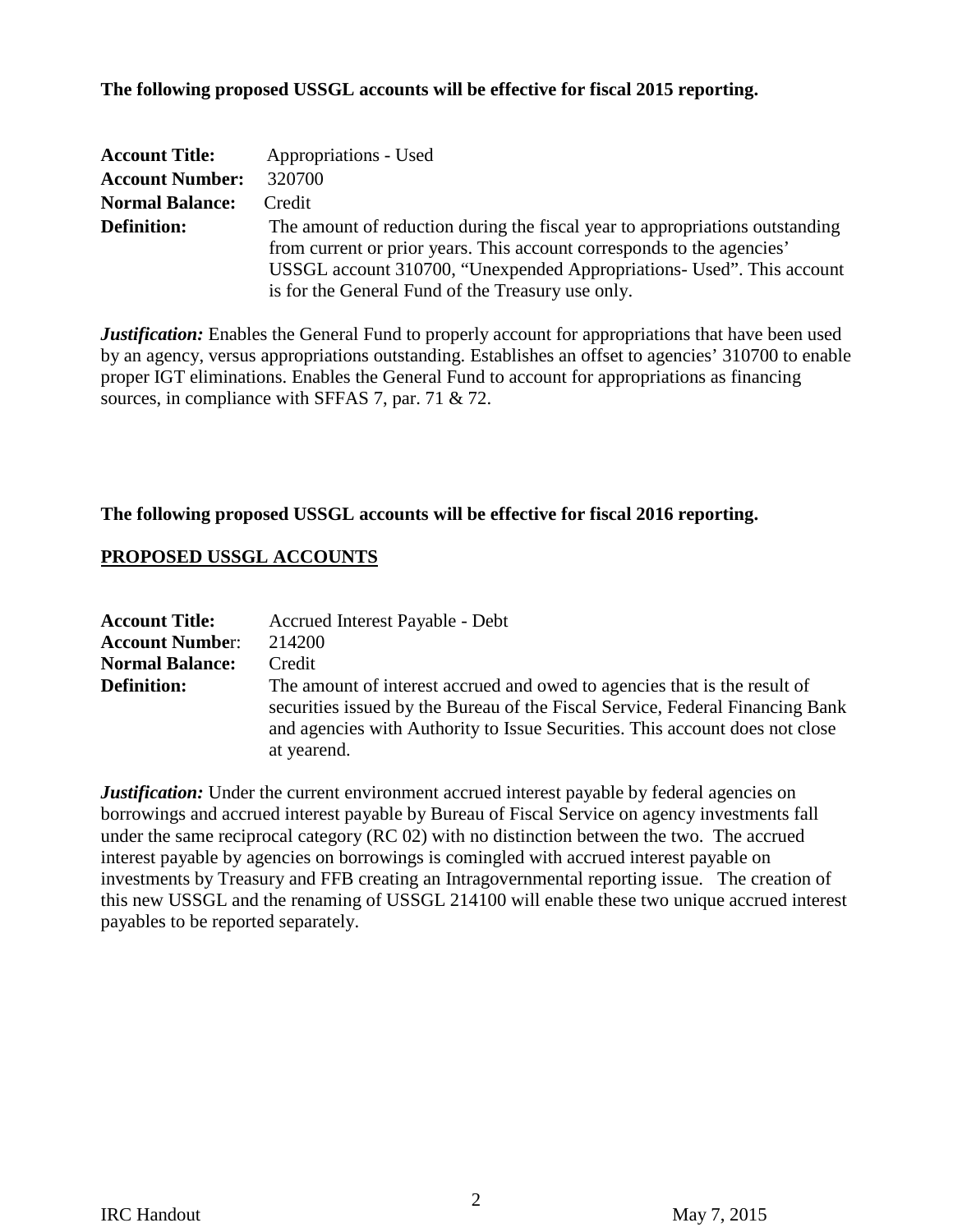**The following proposed USSGL accounts will be effective for fiscal 2015 reporting.**

**Account Title:** Appropriations - Used
**Account Number:** 320700
**Normal Balance:** Credit
**Definition:** The amount of reduction during the fiscal year to appropriations outstanding from current or prior years. This account corresponds to the agencies' USSGL account 310700, "Unexpended Appropriations- Used". This account is for the General Fund of the Treasury use only.

***Justification:*** Enables the General Fund to properly account for appropriations that have been used by an agency, versus appropriations outstanding. Establishes an offset to agencies' 310700 to enable proper IGT eliminations. Enables the General Fund to account for appropriations as financing sources, in compliance with SFFAS 7, par. 71 & 72.

**The following proposed USSGL accounts will be effective for fiscal 2016 reporting.**

**PROPOSED USSGL ACCOUNTS**

**Account Title:** Accrued Interest Payable - Debt
**Account Number:** 214200
**Normal Balance:** Credit
**Definition:** The amount of interest accrued and owed to agencies that is the result of securities issued by the Bureau of the Fiscal Service, Federal Financing Bank and agencies with Authority to Issue Securities. This account does not close at yearend.

***Justification:*** Under the current environment accrued interest payable by federal agencies on borrowings and accrued interest payable by Bureau of Fiscal Service on agency investments fall under the same reciprocal category (RC 02) with no distinction between the two. The accrued interest payable by agencies on borrowings is comingled with accrued interest payable on investments by Treasury and FFB creating an Intragovernmental reporting issue. The creation of this new USSGL and the renaming of USSGL 214100 will enable these two unique accrued interest payables to be reported separately.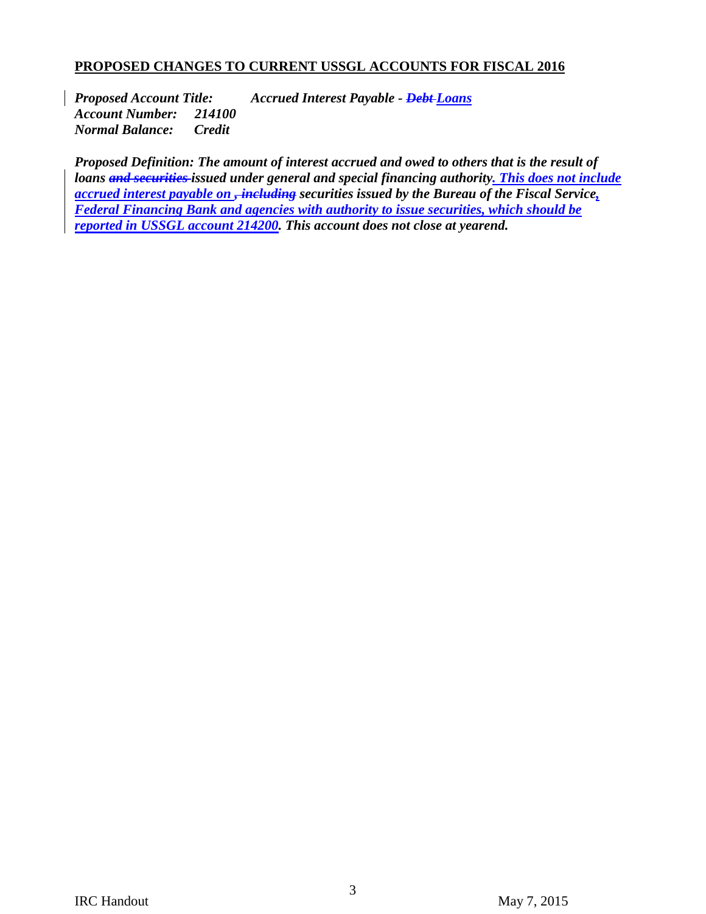**PROPOSED CHANGES TO CURRENT USSGL ACCOUNTS FOR FISCAL 2016**

***Proposed Account Title:*** ***Accrued Interest Payable - ~~Debt~~ Loans***
***Account Number:*** ***214100***
***Normal Balance:*** ***Credit***

***Proposed Definition: The amount of interest accrued and owed to others that is the result of loans ~~and securities~~ issued under general and special financing authority. This does not include accrued interest payable on ~~, including~~ securities issued by the Bureau of the Fiscal Service, Federal Financing Bank and agencies with authority to issue securities, which should be reported in USSGL account 214200. This account does not close at yearend.***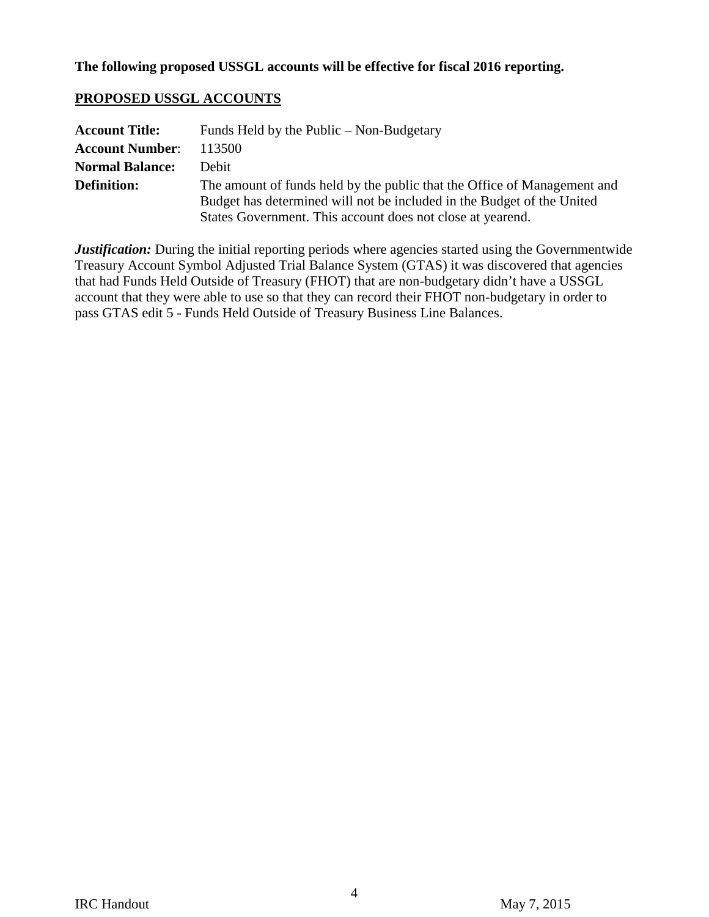**The following proposed USSGL accounts will be effective for fiscal 2016 reporting.**

## PROPOSED USSGL ACCOUNTS

**Account Title:** Funds Held by the Public – Non-Budgetary

**Account Number**: 113500

**Normal Balance:** Debit

**Definition:** The amount of funds held by the public that the Office of Management and Budget has determined will not be included in the Budget of the United States Government. This account does not close at yearend.

***Justification:*** During the initial reporting periods where agencies started using the Governmentwide Treasury Account Symbol Adjusted Trial Balance System (GTAS) it was discovered that agencies that had Funds Held Outside of Treasury (FHOT) that are non-budgetary didn't have a USSGL account that they were able to use so that they can record their FHOT non-budgetary in order to pass GTAS edit 5 - Funds Held Outside of Treasury Business Line Balances.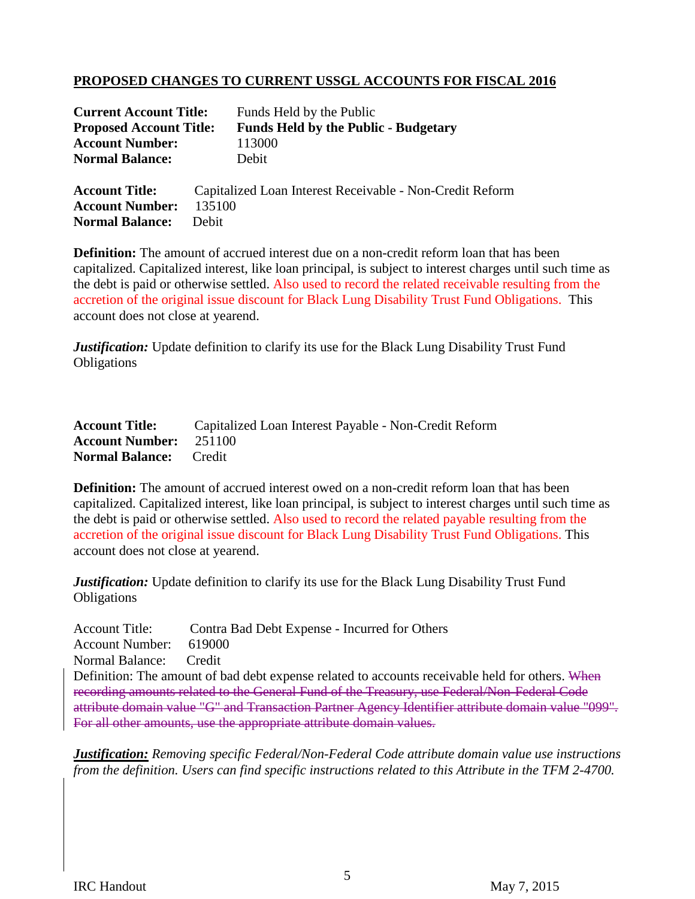## PROPOSED CHANGES TO CURRENT USSGL ACCOUNTS FOR FISCAL 2016

**Current Account Title:** Funds Held by the Public
**Proposed Account Title:** **Funds Held by the Public - Budgetary**
**Account Number:** 113000
**Normal Balance:** Debit

**Account Title:** Capitalized Loan Interest Receivable - Non-Credit Reform
**Account Number:** 135100
**Normal Balance:** Debit

**Definition:** The amount of accrued interest due on a non-credit reform loan that has been capitalized. Capitalized interest, like loan principal, is subject to interest charges until such time as the debt is paid or otherwise settled. Also used to record the related receivable resulting from the accretion of the original issue discount for Black Lung Disability Trust Fund Obligations. This account does not close at yearend.

***Justification:*** Update definition to clarify its use for the Black Lung Disability Trust Fund Obligations

**Account Title:** Capitalized Loan Interest Payable - Non-Credit Reform
**Account Number:** 251100
**Normal Balance:** Credit

**Definition:** The amount of accrued interest owed on a non-credit reform loan that has been capitalized. Capitalized interest, like loan principal, is subject to interest charges until such time as the debt is paid or otherwise settled. Also used to record the related payable resulting from the accretion of the original issue discount for Black Lung Disability Trust Fund Obligations. This account does not close at yearend.

***Justification:*** Update definition to clarify its use for the Black Lung Disability Trust Fund Obligations

Account Title: Contra Bad Debt Expense - Incurred for Others
Account Number: 619000
Normal Balance: Credit
Definition: The amount of bad debt expense related to accounts receivable held for others. ~~When recording amounts related to the General Fund of the Treasury, use Federal/Non-Federal Code attribute domain value "G" and Transaction Partner Agency Identifier attribute domain value "099". For all other amounts, use the appropriate attribute domain values.~~

***Justification:*** *Removing specific Federal/Non-Federal Code attribute domain value use instructions from the definition. Users can find specific instructions related to this Attribute in the TFM 2-4700.*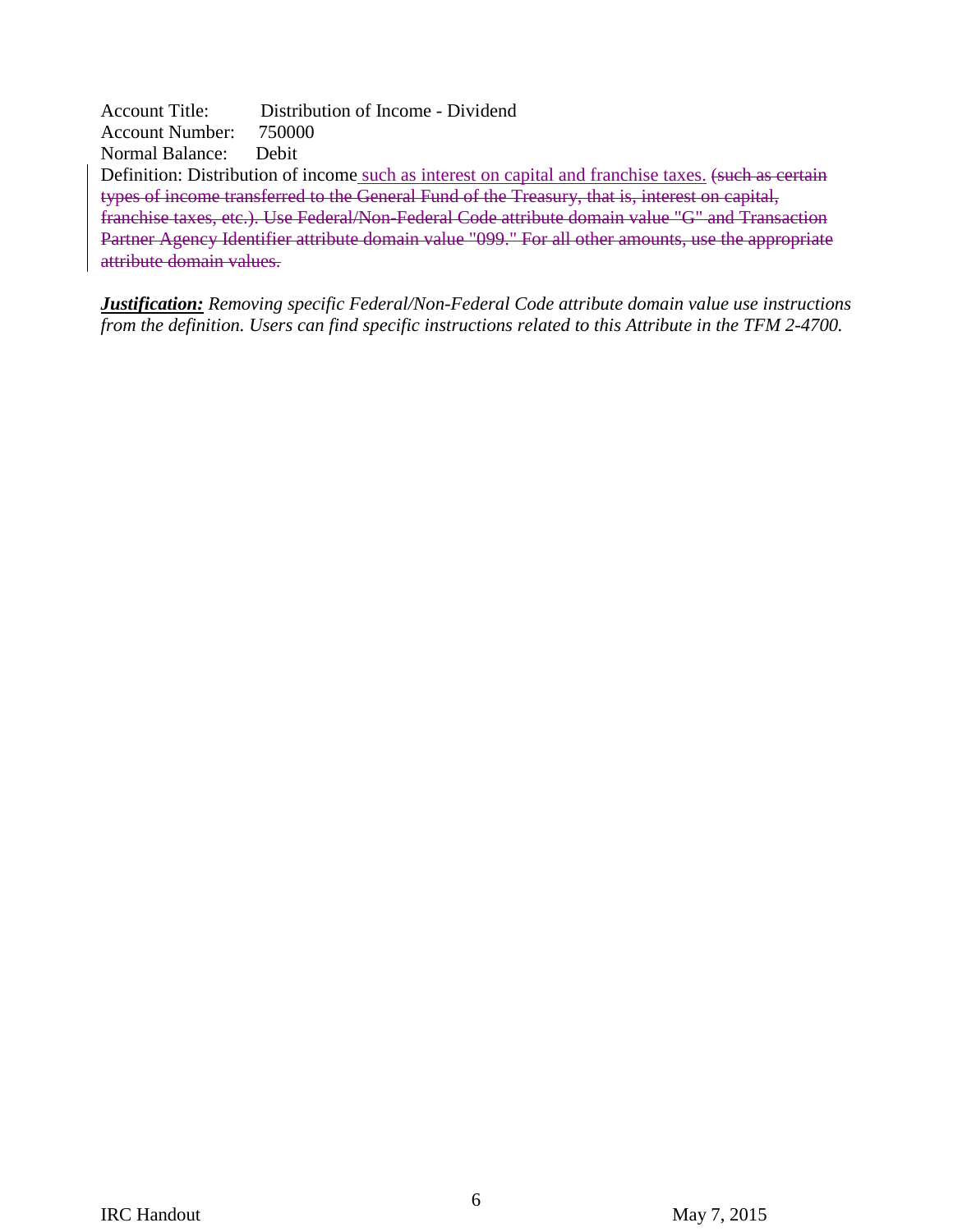Account Title: Distribution of Income - Dividend
Account Number: 750000
Normal Balance: Debit
Definition: Distribution of income <ins>such as interest on capital and franchise taxes.</ins> ~~(such as certain types of income transferred to the General Fund of the Treasury, that is, interest on capital, franchise taxes, etc.). Use Federal/Non-Federal Code attribute domain value "G" and Transaction Partner Agency Identifier attribute domain value "099." For all other amounts, use the appropriate attribute domain values.~~

***<u>Justification:</u>*** *Removing specific Federal/Non-Federal Code attribute domain value use instructions from the definition. Users can find specific instructions related to this Attribute in the TFM 2-4700.*